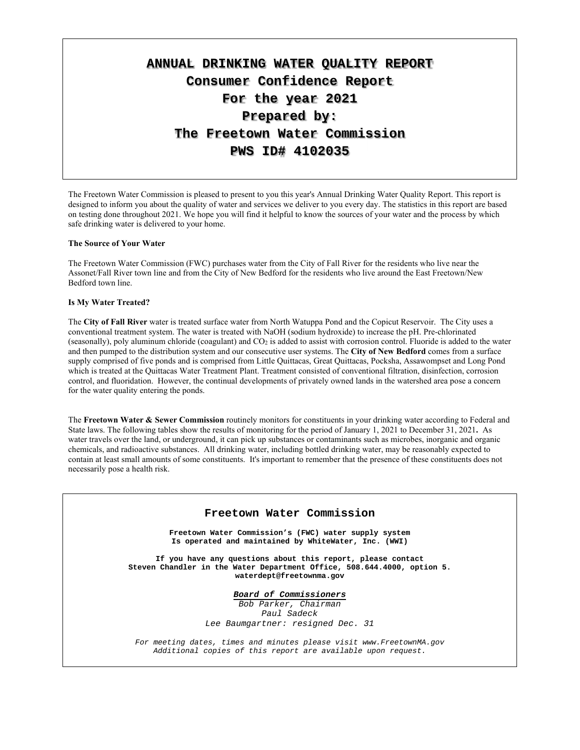# ANNUAL DRINKING WATER QUALITY REPORT
# Consumer Confidence Report
# For the year 2021
# Prepared by:
# The Freetown Water Commission
# PWS ID# 4102035

The Freetown Water Commission is pleased to present to you this year's Annual Drinking Water Quality Report. This report is designed to inform you about the quality of water and services we deliver to you every day. The statistics in this report are based on testing done throughout 2021. We hope you will find it helpful to know the sources of your water and the process by which safe drinking water is delivered to your home.

**The Source of Your Water**

The Freetown Water Commission (FWC) purchases water from the City of Fall River for the residents who live near the Assonet/Fall River town line and from the City of New Bedford for the residents who live around the East Freetown/New Bedford town line.

**Is My Water Treated?**

The **City of Fall River** water is treated surface water from North Watuppa Pond and the Copicut Reservoir. The City uses a conventional treatment system. The water is treated with NaOH (sodium hydroxide) to increase the pH. Pre-chlorinated (seasonally), poly aluminum chloride (coagulant) and $CO_2$ is added to assist with corrosion control. Fluoride is added to the water and then pumped to the distribution system and our consecutive user systems. The **City of New Bedford** comes from a surface supply comprised of five ponds and is comprised from Little Quittacas, Great Quittacas, Pocksha, Assawompset and Long Pond which is treated at the Quittacas Water Treatment Plant. Treatment consisted of conventional filtration, disinfection, corrosion control, and fluoridation. However, the continual developments of privately owned lands in the watershed area pose a concern for the water quality entering the ponds.

The **Freetown Water & Sewer Commission** routinely monitors for constituents in your drinking water according to Federal and State laws. The following tables show the results of monitoring for the period of January 1, 2021 to December 31, 2021**.** As water travels over the land, or underground, it can pick up substances or contaminants such as microbes, inorganic and organic chemicals, and radioactive substances. All drinking water, including bottled drinking water, may be reasonably expected to contain at least small amounts of some constituents. It's important to remember that the presence of these constituents does not necessarily pose a health risk.

## Freetown Water Commission

**Freetown Water Commission's (FWC) water supply system**
**Is operated and maintained by WhiteWater, Inc. (WWI)**

**If you have any questions about this report, please contact**
**Steven Chandler in the Water Department Office, 508.644.4000, option 5.**
**waterdept@freetownma.gov**

***Board of Commissioners***
*Bob Parker, Chairman*
*Paul Sadeck*
*Lee Baumgartner: resigned Dec. 31*

*For meeting dates, times and minutes please visit www.FreetownMA.gov*
*Additional copies of this report are available upon request.*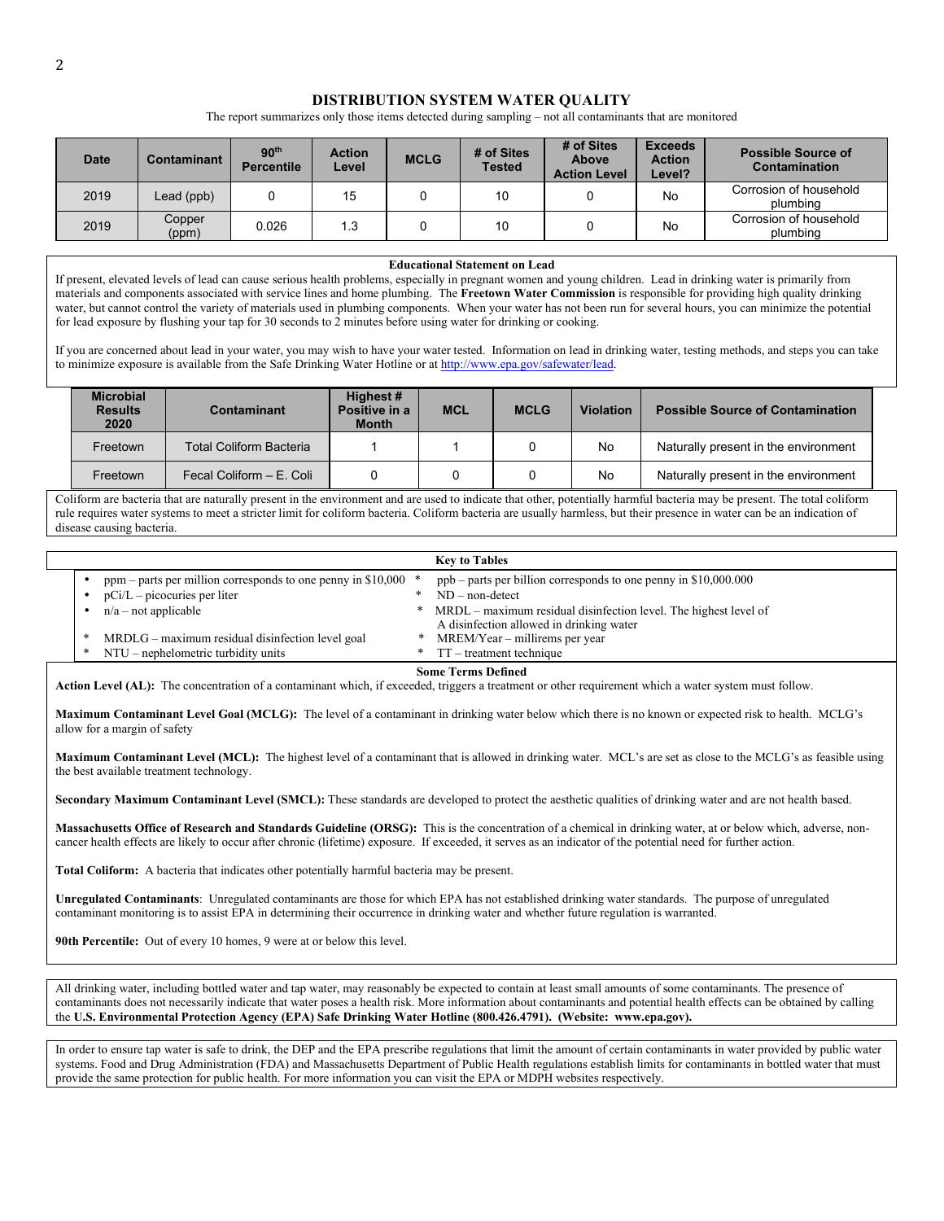## DISTRIBUTION SYSTEM WATER QUALITY

The report summarizes only those items detected during sampling – not all contaminants that are monitored

| Date | Contaminant | 90th Percentile | Action Level | MCLG | # of Sites Tested | # of Sites Above Action Level | Exceeds Action Level? | Possible Source of Contamination |
|---|---|---|---|---|---|---|---|---|
| 2019 | Lead (ppb) | 0 | 15 | 0 | 10 | 0 | No | Corrosion of household plumbing |
| 2019 | Copper (ppm) | 0.026 | 1.3 | 0 | 10 | 0 | No | Corrosion of household plumbing |

**Educational Statement on Lead**

If present, elevated levels of lead can cause serious health problems, especially in pregnant women and young children. Lead in drinking water is primarily from materials and components associated with service lines and home plumbing. The **Freetown Water Commission** is responsible for providing high quality drinking water, but cannot control the variety of materials used in plumbing components. When your water has not been run for several hours, you can minimize the potential for lead exposure by flushing your tap for 30 seconds to 2 minutes before using water for drinking or cooking.

If you are concerned about lead in your water, you may wish to have your water tested. Information on lead in drinking water, testing methods, and steps you can take to minimize exposure is available from the Safe Drinking Water Hotline or at http://www.epa.gov/safewater/lead.

| Microbial Results 2020 | Contaminant | Highest # Positive in a Month | MCL | MCLG | Violation | Possible Source of Contamination |
|---|---|---|---|---|---|---|
| Freetown | Total Coliform Bacteria | 1 | 1 | 0 | No | Naturally present in the environment |
| Freetown | Fecal Coliform – E. Coli | 0 | 0 | 0 | No | Naturally present in the environment |

Coliform are bacteria that are naturally present in the environment and are used to indicate that other, potentially harmful bacteria may be present. The total coliform rule requires water systems to meet a stricter limit for coliform bacteria. Coliform bacteria are usually harmless, but their presence in water can be an indication of disease causing bacteria.

**Key to Tables**

- ppm – parts per million corresponds to one penny in $10,000
- pCi/L – picocuries per liter
- n/a – not applicable
- MRDLG – maximum residual disinfection level goal
- NTU – nephelometric turbidity units
- ppb – parts per billion corresponds to one penny in $10,000.000
- ND – non-detect
- MRDL – maximum residual disinfection level. The highest level of A disinfection allowed in drinking water
- MREM/Year – millirems per year
- TT – treatment technique

**Some Terms Defined**

**Action Level (AL):** The concentration of a contaminant which, if exceeded, triggers a treatment or other requirement which a water system must follow.

**Maximum Contaminant Level Goal (MCLG):** The level of a contaminant in drinking water below which there is no known or expected risk to health. MCLG's allow for a margin of safety

**Maximum Contaminant Level (MCL):** The highest level of a contaminant that is allowed in drinking water. MCL's are set as close to the MCLG's as feasible using the best available treatment technology.

**Secondary Maximum Contaminant Level (SMCL):** These standards are developed to protect the aesthetic qualities of drinking water and are not health based.

**Massachusetts Office of Research and Standards Guideline (ORSG):** This is the concentration of a chemical in drinking water, at or below which, adverse, non-cancer health effects are likely to occur after chronic (lifetime) exposure. If exceeded, it serves as an indicator of the potential need for further action.

**Total Coliform:** A bacteria that indicates other potentially harmful bacteria may be present.

**Unregulated Contaminants**: Unregulated contaminants are those for which EPA has not established drinking water standards. The purpose of unregulated contaminant monitoring is to assist EPA in determining their occurrence in drinking water and whether future regulation is warranted.

**90th Percentile:** Out of every 10 homes, 9 were at or below this level.

All drinking water, including bottled water and tap water, may reasonably be expected to contain at least small amounts of some contaminants. The presence of contaminants does not necessarily indicate that water poses a health risk. More information about contaminants and potential health effects can be obtained by calling the **U.S. Environmental Protection Agency (EPA) Safe Drinking Water Hotline (800.426.4791). (Website: www.epa.gov).**

In order to ensure tap water is safe to drink, the DEP and the EPA prescribe regulations that limit the amount of certain contaminants in water provided by public water systems. Food and Drug Administration (FDA) and Massachusetts Department of Public Health regulations establish limits for contaminants in bottled water that must provide the same protection for public health. For more information you can visit the EPA or MDPH websites respectively.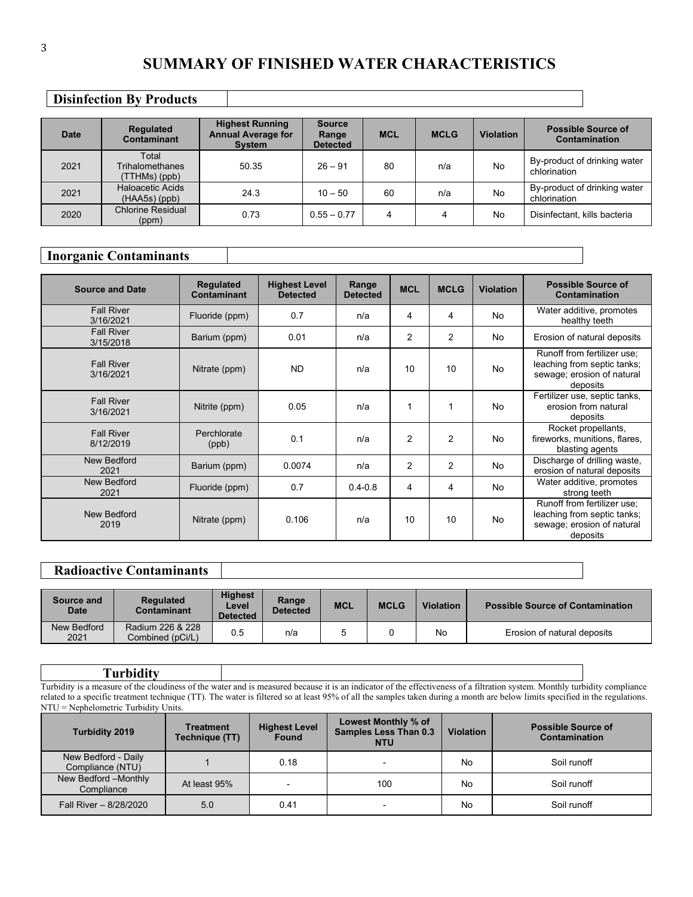# SUMMARY OF FINISHED WATER CHARACTERISTICS

## Disinfection By Products

| Date | Regulated Contaminant | Highest Running Annual Average for System | Source Range Detected | MCL | MCLG | Violation | Possible Source of Contamination |
|---|---|---|---|---|---|---|---|
| 2021 | Total Trihalomethanes (TTHMs) (ppb) | 50.35 | 26 – 91 | 80 | n/a | No | By-product of drinking water chlorination |
| 2021 | Haloacetic Acids (HAA5s) (ppb) | 24.3 | 10 – 50 | 60 | n/a | No | By-product of drinking water chlorination |
| 2020 | Chlorine Residual (ppm) | 0.73 | 0.55 – 0.77 | 4 | 4 | No | Disinfectant, kills bacteria |

## Inorganic Contaminants

| Source and Date | Regulated Contaminant | Highest Level Detected | Range Detected | MCL | MCLG | Violation | Possible Source of Contamination |
|---|---|---|---|---|---|---|---|
| Fall River 3/16/2021 | Fluoride (ppm) | 0.7 | n/a | 4 | 4 | No | Water additive, promotes healthy teeth |
| Fall River 3/15/2018 | Barium (ppm) | 0.01 | n/a | 2 | 2 | No | Erosion of natural deposits |
| Fall River 3/16/2021 | Nitrate (ppm) | ND | n/a | 10 | 10 | No | Runoff from fertilizer use; leaching from septic tanks; sewage; erosion of natural deposits |
| Fall River 3/16/2021 | Nitrite (ppm) | 0.05 | n/a | 1 | 1 | No | Fertilizer use, septic tanks, erosion from natural deposits |
| Fall River 8/12/2019 | Perchlorate (ppb) | 0.1 | n/a | 2 | 2 | No | Rocket propellants, fireworks, munitions, flares, blasting agents |
| New Bedford 2021 | Barium (ppm) | 0.0074 | n/a | 2 | 2 | No | Discharge of drilling waste, erosion of natural deposits |
| New Bedford 2021 | Fluoride (ppm) | 0.7 | 0.4-0.8 | 4 | 4 | No | Water additive, promotes strong teeth |
| New Bedford 2019 | Nitrate (ppm) | 0.106 | n/a | 10 | 10 | No | Runoff from fertilizer use; leaching from septic tanks; sewage; erosion of natural deposits |

## Radioactive Contaminants

| Source and Date | Regulated Contaminant | Highest Level Detected | Range Detected | MCL | MCLG | Violation | Possible Source of Contamination |
|---|---|---|---|---|---|---|---|
| New Bedford 2021 | Radium 226 & 228 Combined (pCi/L) | 0.5 | n/a | 5 | 0 | No | Erosion of natural deposits |

## Turbidity

Turbidity is a measure of the cloudiness of the water and is measured because it is an indicator of the effectiveness of a filtration system. Monthly turbidity compliance related to a specific treatment technique (TT). The water is filtered so at least 95% of all the samples taken during a month are below limits specified in the regulations. NTU = Nephelometric Turbidity Units.

| Turbidity 2019 | Treatment Technique (TT) | Highest Level Found | Lowest Monthly % of Samples Less Than 0.3 NTU | Violation | Possible Source of Contamination |
|---|---|---|---|---|---|
| New Bedford - Daily Compliance (NTU) | 1 | 0.18 | - | No | Soil runoff |
| New Bedford –Monthly Compliance | At least 95% | - | 100 | No | Soil runoff |
| Fall River – 8/28/2020 | 5.0 | 0.41 | - | No | Soil runoff |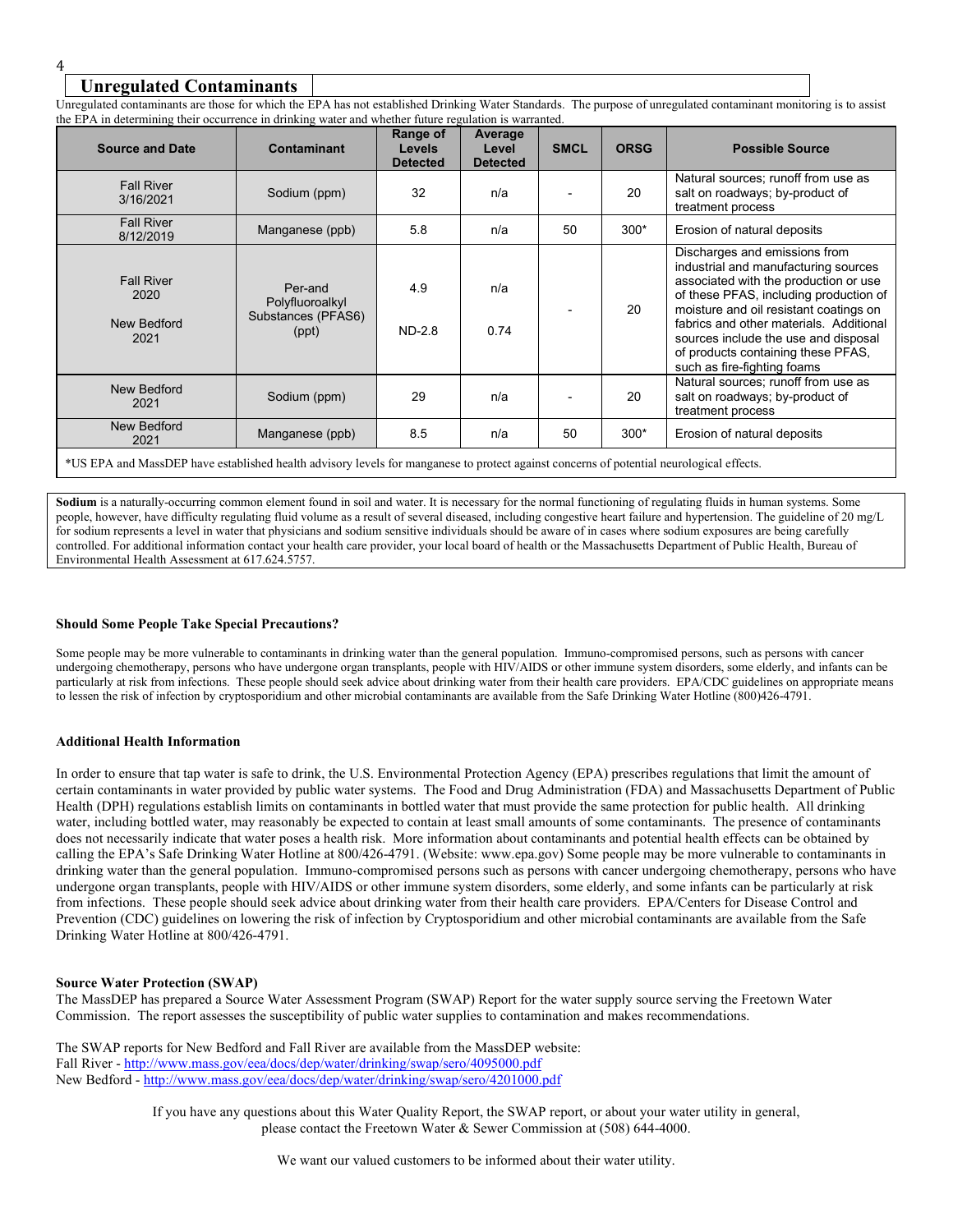## Unregulated Contaminants

Unregulated contaminants are those for which the EPA has not established Drinking Water Standards. The purpose of unregulated contaminant monitoring is to assist the EPA in determining their occurrence in drinking water and whether future regulation is warranted.

| Source and Date | Contaminant | Range of Levels Detected | Average Level Detected | SMCL | ORSG | Possible Source |
|---|---|---|---|---|---|---|
| Fall River 3/16/2021 | Sodium (ppm) | 32 | n/a | - | 20 | Natural sources; runoff from use as salt on roadways; by-product of treatment process |
| Fall River 8/12/2019 | Manganese (ppb) | 5.8 | n/a | 50 | 300* | Erosion of natural deposits |
| Fall River 2020 | Per-and Polyfluoroalkyl Substances (PFAS6) (ppt) | 4.9 | n/a | - | 20 | Discharges and emissions from industrial and manufacturing sources associated with the production or use of these PFAS, including production of moisture and oil resistant coatings on fabrics and other materials. Additional sources include the use and disposal of products containing these PFAS, such as fire-fighting foams |
| New Bedford 2021 | | ND-2.8 | 0.74 | | | |
| New Bedford 2021 | Sodium (ppm) | 29 | n/a | - | 20 | Natural sources; runoff from use as salt on roadways; by-product of treatment process |
| New Bedford 2021 | Manganese (ppb) | 8.5 | n/a | 50 | 300* | Erosion of natural deposits |

*US EPA and MassDEP have established health advisory levels for manganese to protect against concerns of potential neurological effects.

**Sodium** is a naturally-occurring common element found in soil and water. It is necessary for the normal functioning of regulating fluids in human systems. Some people, however, have difficulty regulating fluid volume as a result of several diseased, including congestive heart failure and hypertension. The guideline of 20 mg/L for sodium represents a level in water that physicians and sodium sensitive individuals should be aware of in cases where sodium exposures are being carefully controlled. For additional information contact your health care provider, your local board of health or the Massachusetts Department of Public Health, Bureau of Environmental Health Assessment at 617.624.5757.

**Should Some People Take Special Precautions?**

Some people may be more vulnerable to contaminants in drinking water than the general population. Immuno-compromised persons, such as persons with cancer undergoing chemotherapy, persons who have undergone organ transplants, people with HIV/AIDS or other immune system disorders, some elderly, and infants can be particularly at risk from infections. These people should seek advice about drinking water from their health care providers. EPA/CDC guidelines on appropriate means to lessen the risk of infection by cryptosporidium and other microbial contaminants are available from the Safe Drinking Water Hotline (800)426-4791.

**Additional Health Information**

In order to ensure that tap water is safe to drink, the U.S. Environmental Protection Agency (EPA) prescribes regulations that limit the amount of certain contaminants in water provided by public water systems. The Food and Drug Administration (FDA) and Massachusetts Department of Public Health (DPH) regulations establish limits on contaminants in bottled water that must provide the same protection for public health. All drinking water, including bottled water, may reasonably be expected to contain at least small amounts of some contaminants. The presence of contaminants does not necessarily indicate that water poses a health risk. More information about contaminants and potential health effects can be obtained by calling the EPA's Safe Drinking Water Hotline at 800/426-4791. (Website: www.epa.gov) Some people may be more vulnerable to contaminants in drinking water than the general population. Immuno-compromised persons such as persons with cancer undergoing chemotherapy, persons who have undergone organ transplants, people with HIV/AIDS or other immune system disorders, some elderly, and some infants can be particularly at risk from infections. These people should seek advice about drinking water from their health care providers. EPA/Centers for Disease Control and Prevention (CDC) guidelines on lowering the risk of infection by Cryptosporidium and other microbial contaminants are available from the Safe Drinking Water Hotline at 800/426-4791.

**Source Water Protection (SWAP)**

The MassDEP has prepared a Source Water Assessment Program (SWAP) Report for the water supply source serving the Freetown Water Commission. The report assesses the susceptibility of public water supplies to contamination and makes recommendations.

The SWAP reports for New Bedford and Fall River are available from the MassDEP website:
Fall River - http://www.mass.gov/eea/docs/dep/water/drinking/swap/sero/4095000.pdf
New Bedford - http://www.mass.gov/eea/docs/dep/water/drinking/swap/sero/4201000.pdf

If you have any questions about this Water Quality Report, the SWAP report, or about your water utility in general, please contact the Freetown Water & Sewer Commission at (508) 644-4000.

We want our valued customers to be informed about their water utility.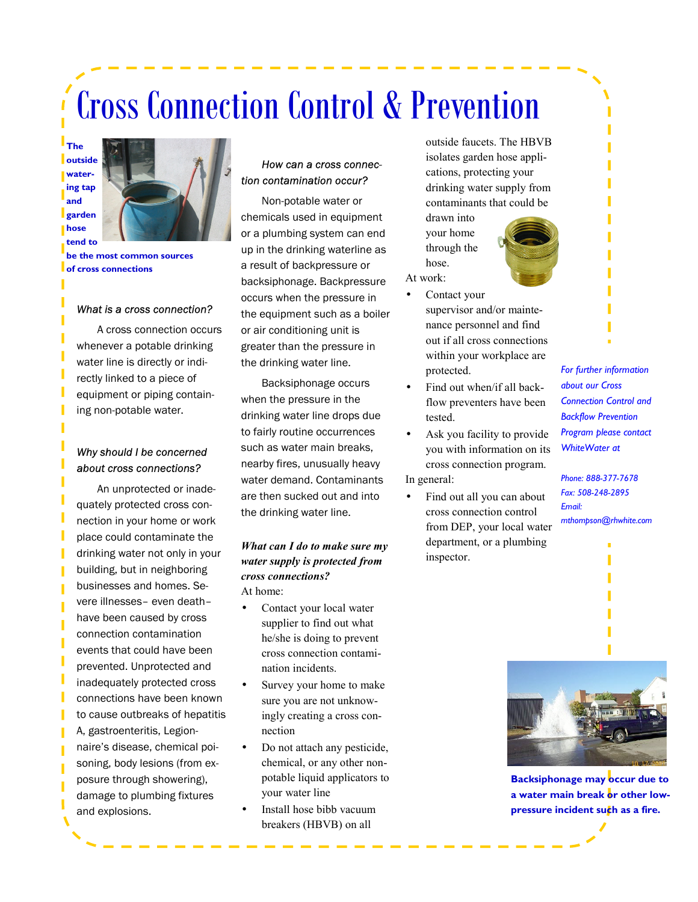# Cross Connection Control & Prevention

**The outside watering tap and garden hose tend to be the most common sources of cross connections**

*What is a cross connection?*

A cross connection occurs whenever a potable drinking water line is directly or indirectly linked to a piece of equipment or piping containing non-potable water.

*Why should I be concerned about cross connections?*

An unprotected or inadequately protected cross connection in your home or work place could contaminate the drinking water not only in your building, but in neighboring businesses and homes. Severe illnesses– even death– have been caused by cross connection contamination events that could have been prevented. Unprotected and inadequately protected cross connections have been known to cause outbreaks of hepatitis A, gastroenteritis, Legionnaire's disease, chemical poisoning, body lesions (from exposure through showering), damage to plumbing fixtures and explosions.

*How can a cross connection contamination occur?*

Non-potable water or chemicals used in equipment or a plumbing system can end up in the drinking waterline as a result of backpressure or backsiphonage. Backpressure occurs when the pressure in the equipment such as a boiler or air conditioning unit is greater than the pressure in the drinking water line.

Backsiphonage occurs when the pressure in the drinking water line drops due to fairly routine occurrences such as water main breaks, nearby fires, unusually heavy water demand. Contaminants are then sucked out and into the drinking water line.

***What can I do to make sure my water supply is protected from cross connections?***

At home:

- Contact your local water supplier to find out what he/she is doing to prevent cross connection contamination incidents.
- Survey your home to make sure you are not unknowingly creating a cross connection
- Do not attach any pesticide, chemical, or any other non-potable liquid applicators to your water line
- Install hose bibb vacuum breakers (HBVB) on all outside faucets. The HBVB isolates garden hose applications, protecting your drinking water supply from contaminants that could be drawn into your home through the hose.

At work:

- Contact your supervisor and/or maintenance personnel and find out if all cross connections within your workplace are protected.
- Find out when/if all backflow preventers have been tested.
- Ask you facility to provide you with information on its cross connection program.

In general:

- Find out all you can about cross connection control from DEP, your local water department, or a plumbing inspector.

*For further information about our Cross Connection Control and Backflow Prevention Program please contact WhiteWater at*

*Phone: 888-377-7678*
*Fax: 508-248-2895*
*Email: mthompson@rhwhite.com*

**Backsiphonage may occur due to a water main break or other low-pressure incident such as a fire.**